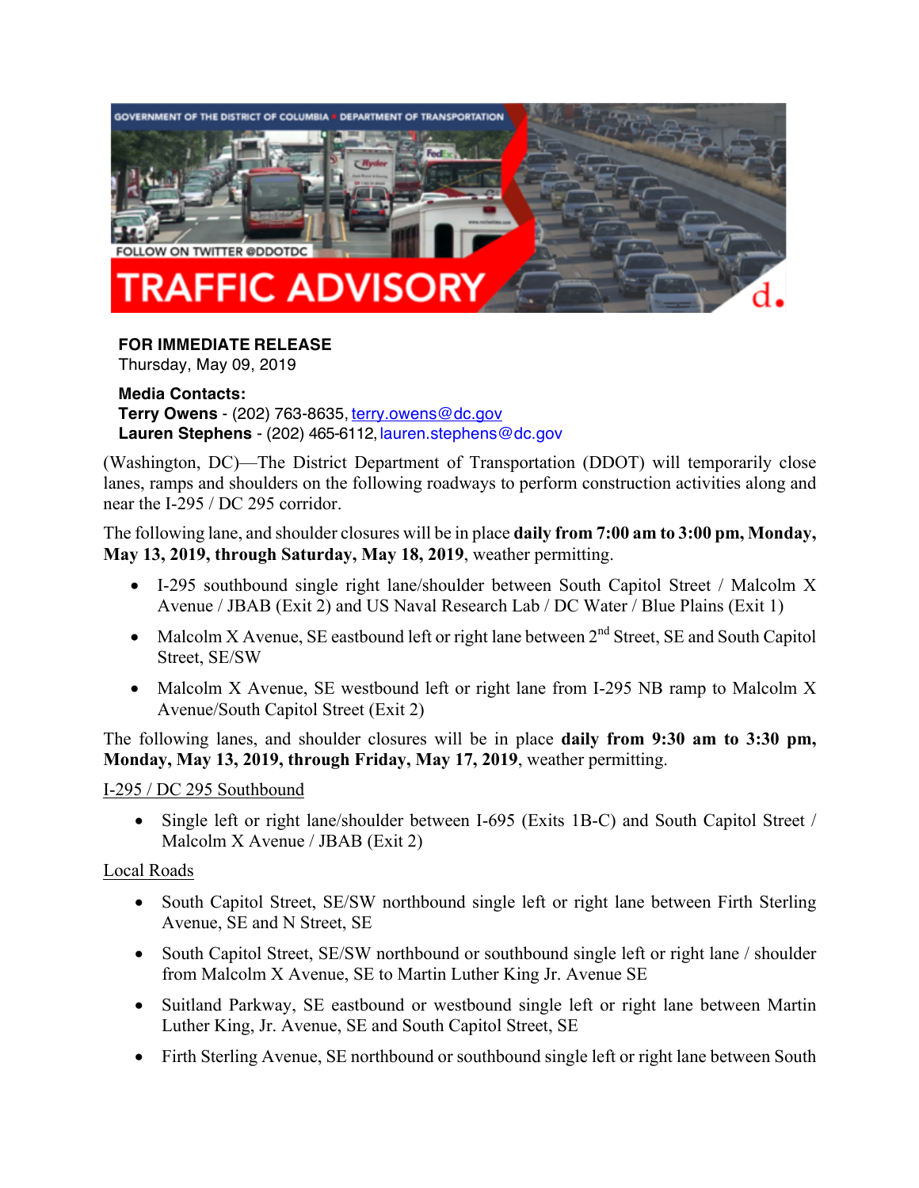GOVERNMENT OF THE DISTRICT OF COLUMBIA • DEPARTMENT OF TRANSPORTATION

FOLLOW ON TWITTER @DDOTDC

# TRAFFIC ADVISORY

**FOR IMMEDIATE RELEASE**
Thursday, May 09, 2019

**Media Contacts:**
**Terry Owens** - (202) 763-8635, terry.owens@dc.gov
**Lauren Stephens** - (202) 465-6112, lauren.stephens@dc.gov

(Washington, DC)—The District Department of Transportation (DDOT) will temporarily close lanes, ramps and shoulders on the following roadways to perform construction activities along and near the I-295 / DC 295 corridor.

The following lane, and shoulder closures will be in place **daily from 7:00 am to 3:00 pm, Monday, May 13, 2019, through Saturday, May 18, 2019**, weather permitting.

- I-295 southbound single right lane/shoulder between South Capitol Street / Malcolm X Avenue / JBAB (Exit 2) and US Naval Research Lab / DC Water / Blue Plains (Exit 1)
- Malcolm X Avenue, SE eastbound left or right lane between 2nd Street, SE and South Capitol Street, SE/SW
- Malcolm X Avenue, SE westbound left or right lane from I-295 NB ramp to Malcolm X Avenue/South Capitol Street (Exit 2)

The following lanes, and shoulder closures will be in place **daily from 9:30 am to 3:30 pm, Monday, May 13, 2019, through Friday, May 17, 2019**, weather permitting.

I-295 / DC 295 Southbound

- Single left or right lane/shoulder between I-695 (Exits 1B-C) and South Capitol Street / Malcolm X Avenue / JBAB (Exit 2)

Local Roads

- South Capitol Street, SE/SW northbound single left or right lane between Firth Sterling Avenue, SE and N Street, SE
- South Capitol Street, SE/SW northbound or southbound single left or right lane / shoulder from Malcolm X Avenue, SE to Martin Luther King Jr. Avenue SE
- Suitland Parkway, SE eastbound or westbound single left or right lane between Martin Luther King, Jr. Avenue, SE and South Capitol Street, SE
- Firth Sterling Avenue, SE northbound or southbound single left or right lane between South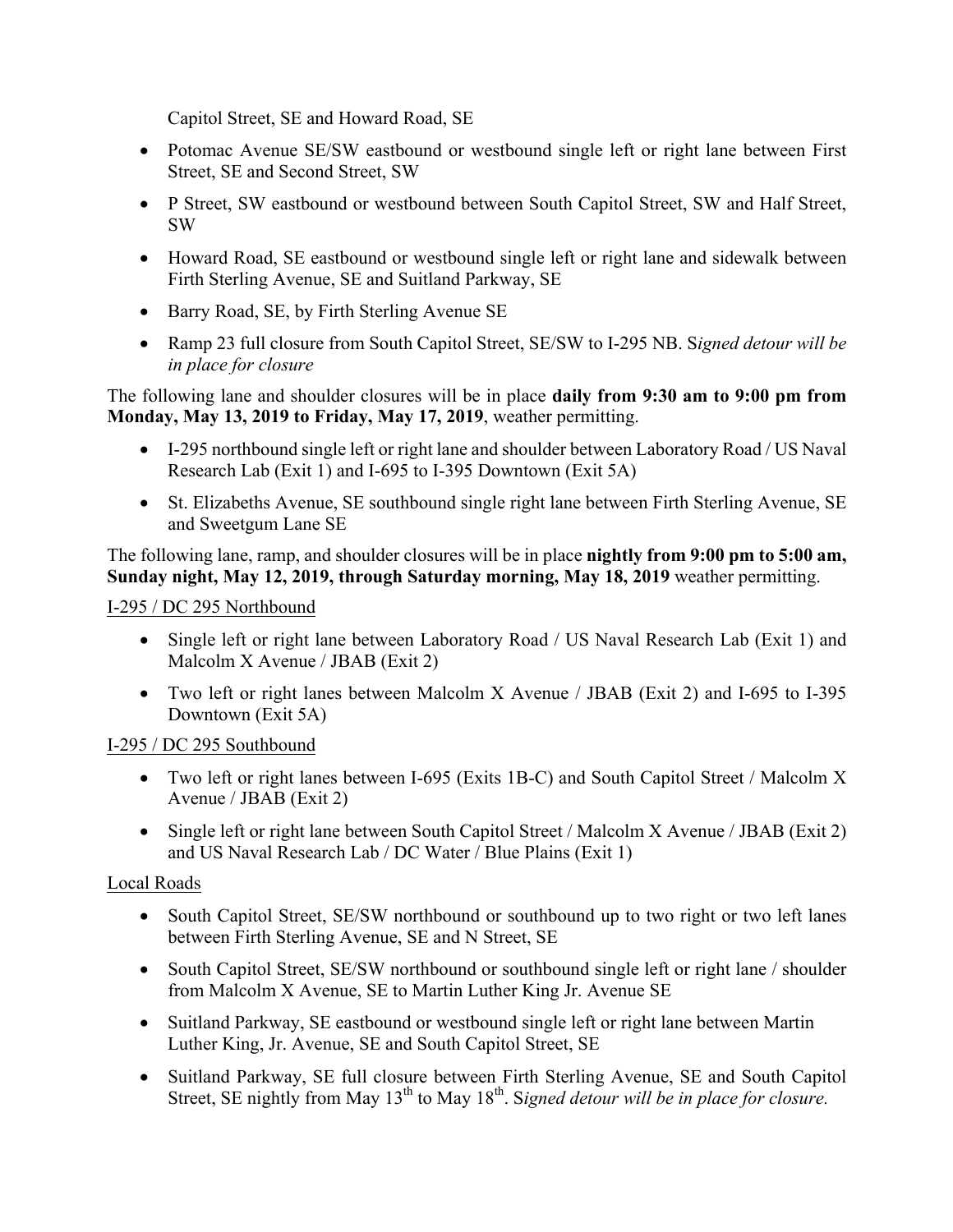Capitol Street, SE and Howard Road, SE

- Potomac Avenue SE/SW eastbound or westbound single left or right lane between First Street, SE and Second Street, SW
- P Street, SW eastbound or westbound between South Capitol Street, SW and Half Street, SW
- Howard Road, SE eastbound or westbound single left or right lane and sidewalk between Firth Sterling Avenue, SE and Suitland Parkway, SE
- Barry Road, SE, by Firth Sterling Avenue SE
- Ramp 23 full closure from South Capitol Street, SE/SW to I-295 NB. S*igned detour will be in place for closure*

The following lane and shoulder closures will be in place **daily from 9:30 am to 9:00 pm from Monday, May 13, 2019 to Friday, May 17, 2019**, weather permitting.

- I-295 northbound single left or right lane and shoulder between Laboratory Road / US Naval Research Lab (Exit 1) and I-695 to I-395 Downtown (Exit 5A)
- St. Elizabeths Avenue, SE southbound single right lane between Firth Sterling Avenue, SE and Sweetgum Lane SE

The following lane, ramp, and shoulder closures will be in place **nightly from 9:00 pm to 5:00 am, Sunday night, May 12, 2019, through Saturday morning, May 18, 2019** weather permitting.

<u>I-295 / DC 295 Northbound</u>

- Single left or right lane between Laboratory Road / US Naval Research Lab (Exit 1) and Malcolm X Avenue / JBAB (Exit 2)
- Two left or right lanes between Malcolm X Avenue / JBAB (Exit 2) and I-695 to I-395 Downtown (Exit 5A)

<u>I-295 / DC 295 Southbound</u>

- Two left or right lanes between I-695 (Exits 1B-C) and South Capitol Street / Malcolm X Avenue / JBAB (Exit 2)
- Single left or right lane between South Capitol Street / Malcolm X Avenue / JBAB (Exit 2) and US Naval Research Lab / DC Water / Blue Plains (Exit 1)

<u>Local Roads</u>

- South Capitol Street, SE/SW northbound or southbound up to two right or two left lanes between Firth Sterling Avenue, SE and N Street, SE
- South Capitol Street, SE/SW northbound or southbound single left or right lane / shoulder from Malcolm X Avenue, SE to Martin Luther King Jr. Avenue SE
- Suitland Parkway, SE eastbound or westbound single left or right lane between Martin Luther King, Jr. Avenue, SE and South Capitol Street, SE
- Suitland Parkway, SE full closure between Firth Sterling Avenue, SE and South Capitol Street, SE nightly from May 13th to May 18th. S*igned detour will be in place for closure.*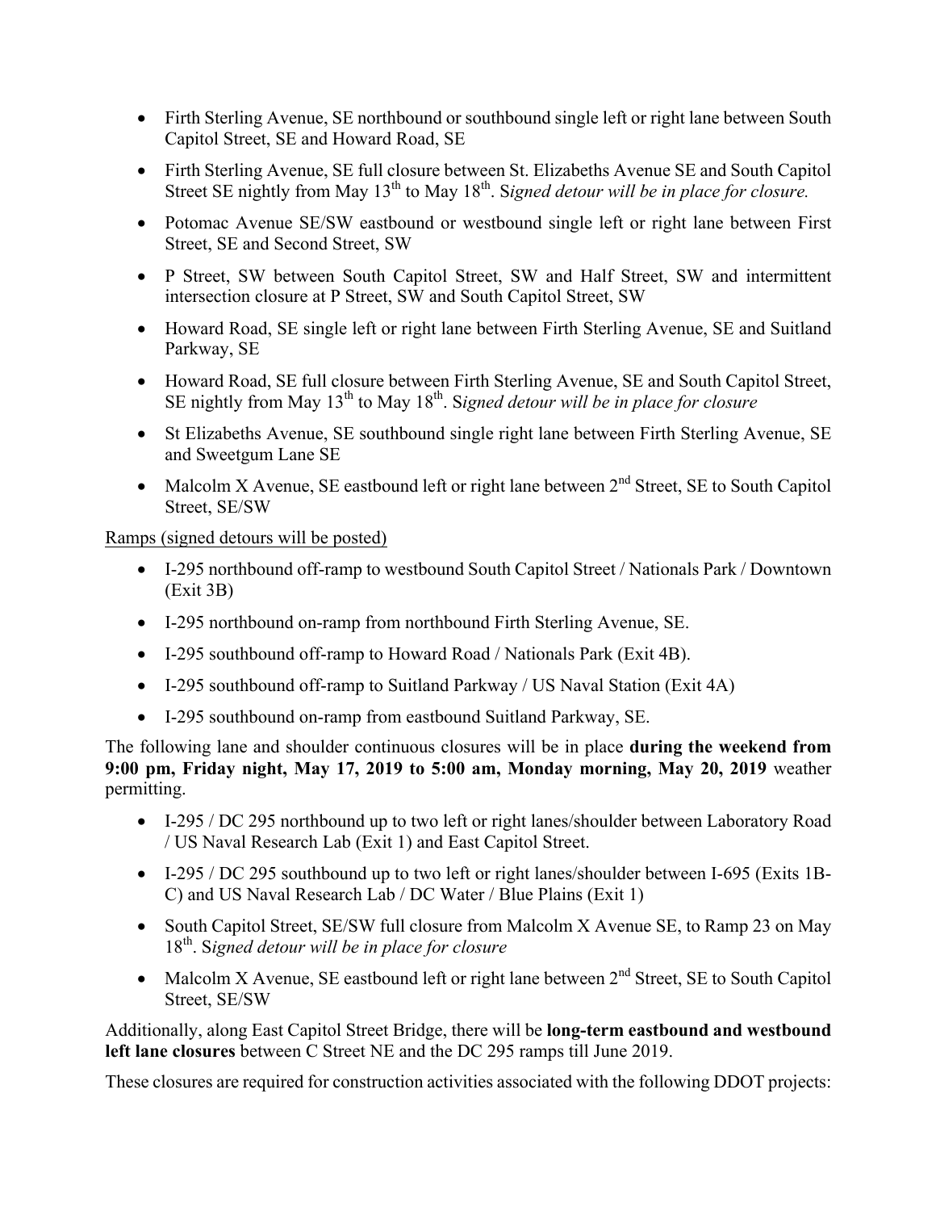- Firth Sterling Avenue, SE northbound or southbound single left or right lane between South Capitol Street, SE and Howard Road, SE
- Firth Sterling Avenue, SE full closure between St. Elizabeths Avenue SE and South Capitol Street SE nightly from May 13th to May 18th. S*igned detour will be in place for closure.*
- Potomac Avenue SE/SW eastbound or westbound single left or right lane between First Street, SE and Second Street, SW
- P Street, SW between South Capitol Street, SW and Half Street, SW and intermittent intersection closure at P Street, SW and South Capitol Street, SW
- Howard Road, SE single left or right lane between Firth Sterling Avenue, SE and Suitland Parkway, SE
- Howard Road, SE full closure between Firth Sterling Avenue, SE and South Capitol Street, SE nightly from May 13th to May 18th. S*igned detour will be in place for closure*
- St Elizabeths Avenue, SE southbound single right lane between Firth Sterling Avenue, SE and Sweetgum Lane SE
- Malcolm X Avenue, SE eastbound left or right lane between 2nd Street, SE to South Capitol Street, SE/SW

<u>Ramps (signed detours will be posted)</u>

- I-295 northbound off-ramp to westbound South Capitol Street / Nationals Park / Downtown (Exit 3B)
- I-295 northbound on-ramp from northbound Firth Sterling Avenue, SE.
- I-295 southbound off-ramp to Howard Road / Nationals Park (Exit 4B).
- I-295 southbound off-ramp to Suitland Parkway / US Naval Station (Exit 4A)
- I-295 southbound on-ramp from eastbound Suitland Parkway, SE.

The following lane and shoulder continuous closures will be in place **during the weekend from 9:00 pm, Friday night, May 17, 2019 to 5:00 am, Monday morning, May 20, 2019** weather permitting.

- I-295 / DC 295 northbound up to two left or right lanes/shoulder between Laboratory Road / US Naval Research Lab (Exit 1) and East Capitol Street.
- I-295 / DC 295 southbound up to two left or right lanes/shoulder between I-695 (Exits 1B-C) and US Naval Research Lab / DC Water / Blue Plains (Exit 1)
- South Capitol Street, SE/SW full closure from Malcolm X Avenue SE, to Ramp 23 on May 18th. S*igned detour will be in place for closure*
- Malcolm X Avenue, SE eastbound left or right lane between 2nd Street, SE to South Capitol Street, SE/SW

Additionally, along East Capitol Street Bridge, there will be **long-term eastbound and westbound left lane closures** between C Street NE and the DC 295 ramps till June 2019.

These closures are required for construction activities associated with the following DDOT projects: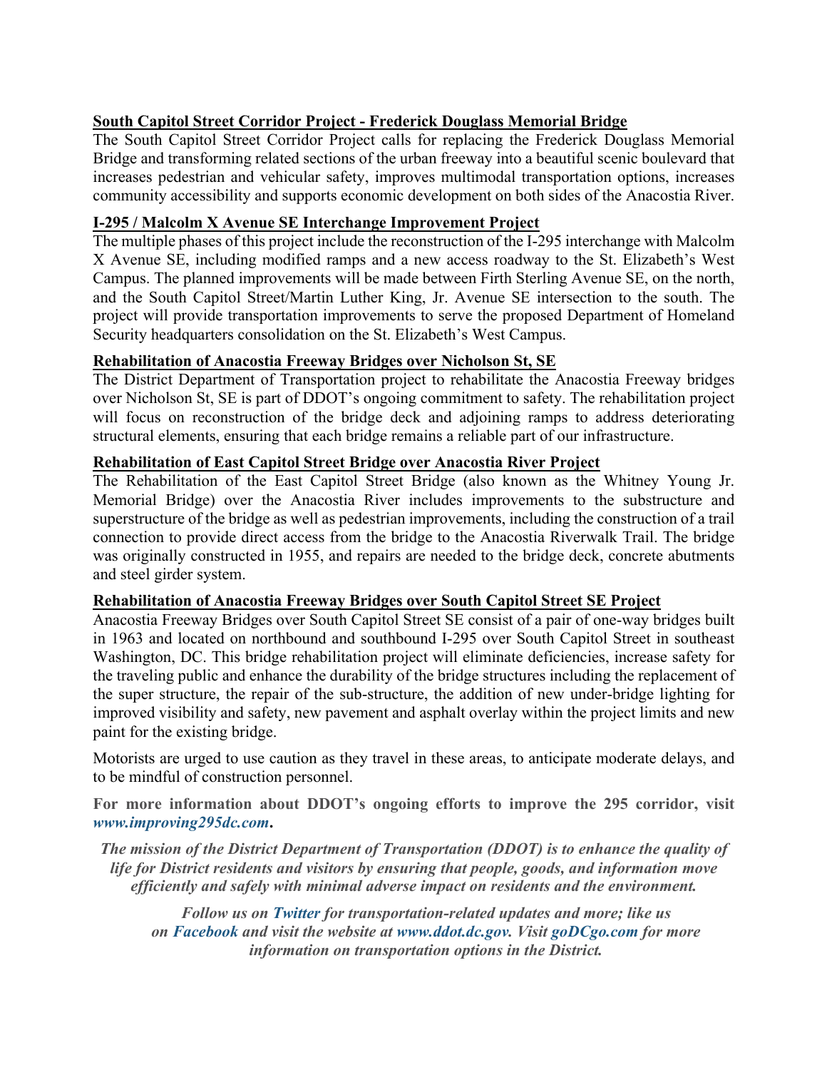**South Capitol Street Corridor Project - Frederick Douglass Memorial Bridge**

The South Capitol Street Corridor Project calls for replacing the Frederick Douglass Memorial Bridge and transforming related sections of the urban freeway into a beautiful scenic boulevard that increases pedestrian and vehicular safety, improves multimodal transportation options, increases community accessibility and supports economic development on both sides of the Anacostia River.

**I-295 / Malcolm X Avenue SE Interchange Improvement Project**

The multiple phases of this project include the reconstruction of the I-295 interchange with Malcolm X Avenue SE, including modified ramps and a new access roadway to the St. Elizabeth's West Campus. The planned improvements will be made between Firth Sterling Avenue SE, on the north, and the South Capitol Street/Martin Luther King, Jr. Avenue SE intersection to the south. The project will provide transportation improvements to serve the proposed Department of Homeland Security headquarters consolidation on the St. Elizabeth's West Campus.

**Rehabilitation of Anacostia Freeway Bridges over Nicholson St, SE**

The District Department of Transportation project to rehabilitate the Anacostia Freeway bridges over Nicholson St, SE is part of DDOT's ongoing commitment to safety. The rehabilitation project will focus on reconstruction of the bridge deck and adjoining ramps to address deteriorating structural elements, ensuring that each bridge remains a reliable part of our infrastructure.

**Rehabilitation of East Capitol Street Bridge over Anacostia River Project**

The Rehabilitation of the East Capitol Street Bridge (also known as the Whitney Young Jr. Memorial Bridge) over the Anacostia River includes improvements to the substructure and superstructure of the bridge as well as pedestrian improvements, including the construction of a trail connection to provide direct access from the bridge to the Anacostia Riverwalk Trail. The bridge was originally constructed in 1955, and repairs are needed to the bridge deck, concrete abutments and steel girder system.

**Rehabilitation of Anacostia Freeway Bridges over South Capitol Street SE Project**

Anacostia Freeway Bridges over South Capitol Street SE consist of a pair of one-way bridges built in 1963 and located on northbound and southbound I-295 over South Capitol Street in southeast Washington, DC. This bridge rehabilitation project will eliminate deficiencies, increase safety for the traveling public and enhance the durability of the bridge structures including the replacement of the super structure, the repair of the sub-structure, the addition of new under-bridge lighting for improved visibility and safety, new pavement and asphalt overlay within the project limits and new paint for the existing bridge.

Motorists are urged to use caution as they travel in these areas, to anticipate moderate delays, and to be mindful of construction personnel.

**For more information about DDOT's ongoing efforts to improve the 295 corridor, visit *www.improving295dc.com*.**

***The mission of the District Department of Transportation (DDOT) is to enhance the quality of life for District residents and visitors by ensuring that people, goods, and information move efficiently and safely with minimal adverse impact on residents and the environment.***

***Follow us on Twitter for transportation-related updates and more; like us on Facebook and visit the website at www.ddot.dc.gov. Visit goDCgo.com for more information on transportation options in the District.***